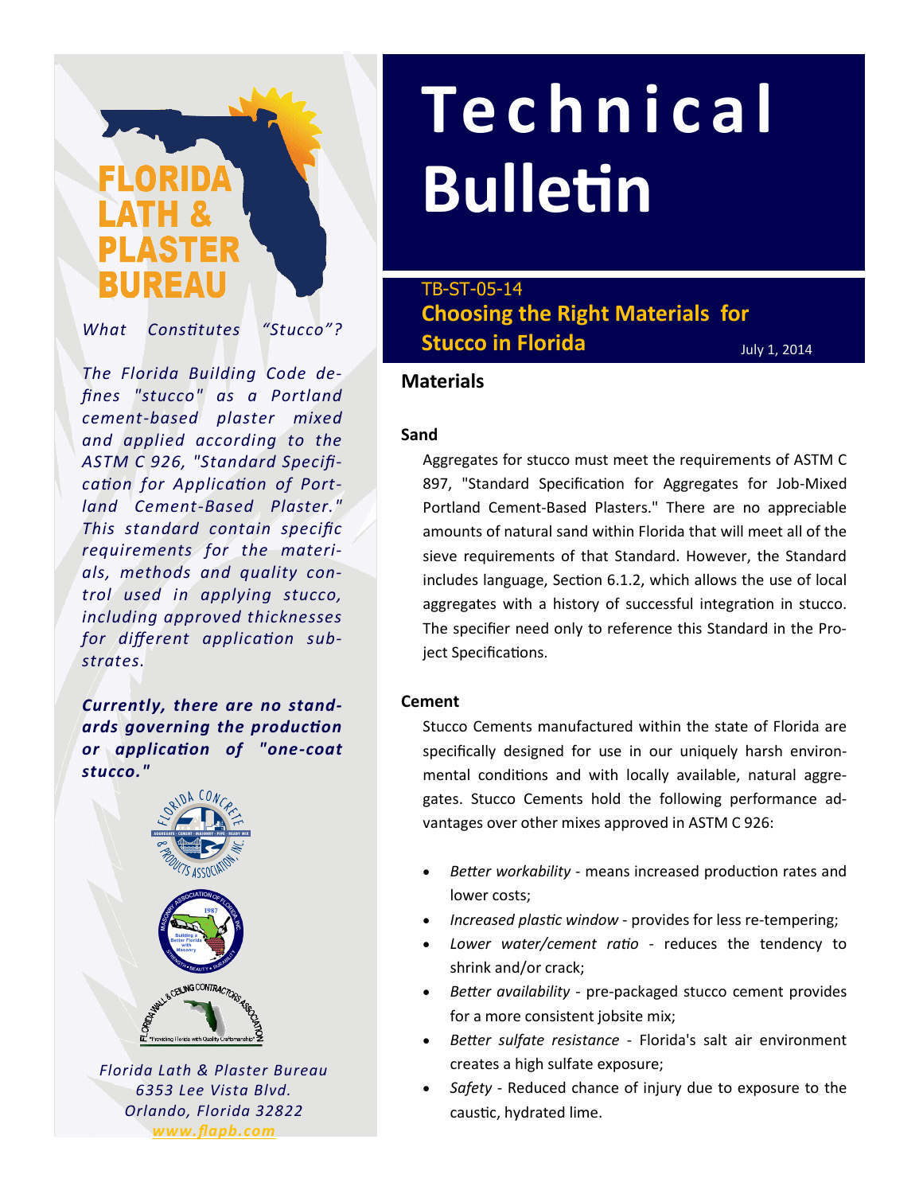# Technical Bulletin

TB-ST-05-14

## Choosing the Right Materials for Stucco in Florida

July 1, 2014

## Materials

### Sand

Aggregates for stucco must meet the requirements of ASTM C 897, "Standard Specification for Aggregates for Job-Mixed Portland Cement-Based Plasters." There are no appreciable amounts of natural sand within Florida that will meet all of the sieve requirements of that Standard. However, the Standard includes language, Section 6.1.2, which allows the use of local aggregates with a history of successful integration in stucco. The specifier need only to reference this Standard in the Project Specifications.

### Cement

Stucco Cements manufactured within the state of Florida are specifically designed for use in our uniquely harsh environmental conditions and with locally available, natural aggregates. Stucco Cements hold the following performance advantages over other mixes approved in ASTM C 926:

- *Better workability* - means increased production rates and lower costs;
- *Increased plastic window* - provides for less re-tempering;
- *Lower water/cement ratio* - reduces the tendency to shrink and/or crack;
- *Better availability* - pre-packaged stucco cement provides for a more consistent jobsite mix;
- *Better sulfate resistance* - Florida's salt air environment creates a high sulfate exposure;
- *Safety* - Reduced chance of injury due to exposure to the caustic, hydrated lime.

*What Constitutes "Stucco"?*

*The Florida Building Code defines "stucco" as a Portland cement-based plaster mixed and applied according to the ASTM C 926, "Standard Specification for Application of Portland Cement-Based Plaster." This standard contain specific requirements for the materials, methods and quality control used in applying stucco, including approved thicknesses for different application substrates.*

***Currently, there are no standards governing the production or application of "one-coat stucco."***

*Florida Lath & Plaster Bureau*
*6353 Lee Vista Blvd.*
*Orlando, Florida 32822*
*www.flapb.com*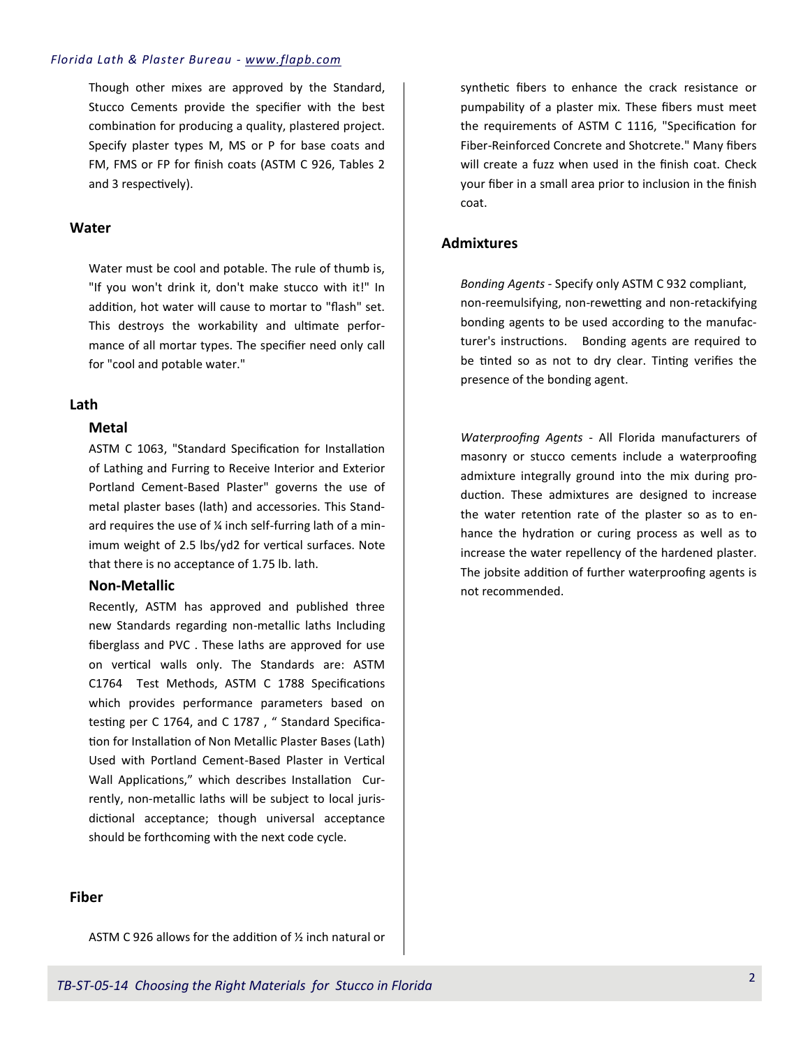Though other mixes are approved by the Standard, Stucco Cements provide the specifier with the best combination for producing a quality, plastered project. Specify plaster types M, MS or P for base coats and FM, FMS or FP for finish coats (ASTM C 926, Tables 2 and 3 respectively).

## Water

Water must be cool and potable. The rule of thumb is, "If you won't drink it, don't make stucco with it!" In addition, hot water will cause to mortar to "flash" set. This destroys the workability and ultimate performance of all mortar types. The specifier need only call for "cool and potable water."

## Lath

### Metal

ASTM C 1063, "Standard Specification for Installation of Lathing and Furring to Receive Interior and Exterior Portland Cement-Based Plaster" governs the use of metal plaster bases (lath) and accessories. This Standard requires the use of ¼ inch self-furring lath of a minimum weight of 2.5 lbs/yd2 for vertical surfaces. Note that there is no acceptance of 1.75 lb. lath.

### Non-Metallic

Recently, ASTM has approved and published three new Standards regarding non-metallic laths Including fiberglass and PVC . These laths are approved for use on vertical walls only. The Standards are: ASTM C1764 Test Methods, ASTM C 1788 Specifications which provides performance parameters based on testing per C 1764, and C 1787 , " Standard Specification for Installation of Non Metallic Plaster Bases (Lath) Used with Portland Cement-Based Plaster in Vertical Wall Applications," which describes Installation Currently, non-metallic laths will be subject to local jurisdictional acceptance; though universal acceptance should be forthcoming with the next code cycle.

## Fiber

ASTM C 926 allows for the addition of ½ inch natural or synthetic fibers to enhance the crack resistance or pumpability of a plaster mix. These fibers must meet the requirements of ASTM C 1116, "Specification for Fiber-Reinforced Concrete and Shotcrete." Many fibers will create a fuzz when used in the finish coat. Check your fiber in a small area prior to inclusion in the finish coat.

## Admixtures

*Bonding Agents* - Specify only ASTM C 932 compliant, non-reemulsifying, non-rewetting and non-retackifying bonding agents to be used according to the manufacturer's instructions. Bonding agents are required to be tinted so as not to dry clear. Tinting verifies the presence of the bonding agent.

*Waterproofing Agents* - All Florida manufacturers of masonry or stucco cements include a waterproofing admixture integrally ground into the mix during production. These admixtures are designed to increase the water retention rate of the plaster so as to enhance the hydration or curing process as well as to increase the water repellency of the hardened plaster. The jobsite addition of further waterproofing agents is not recommended.